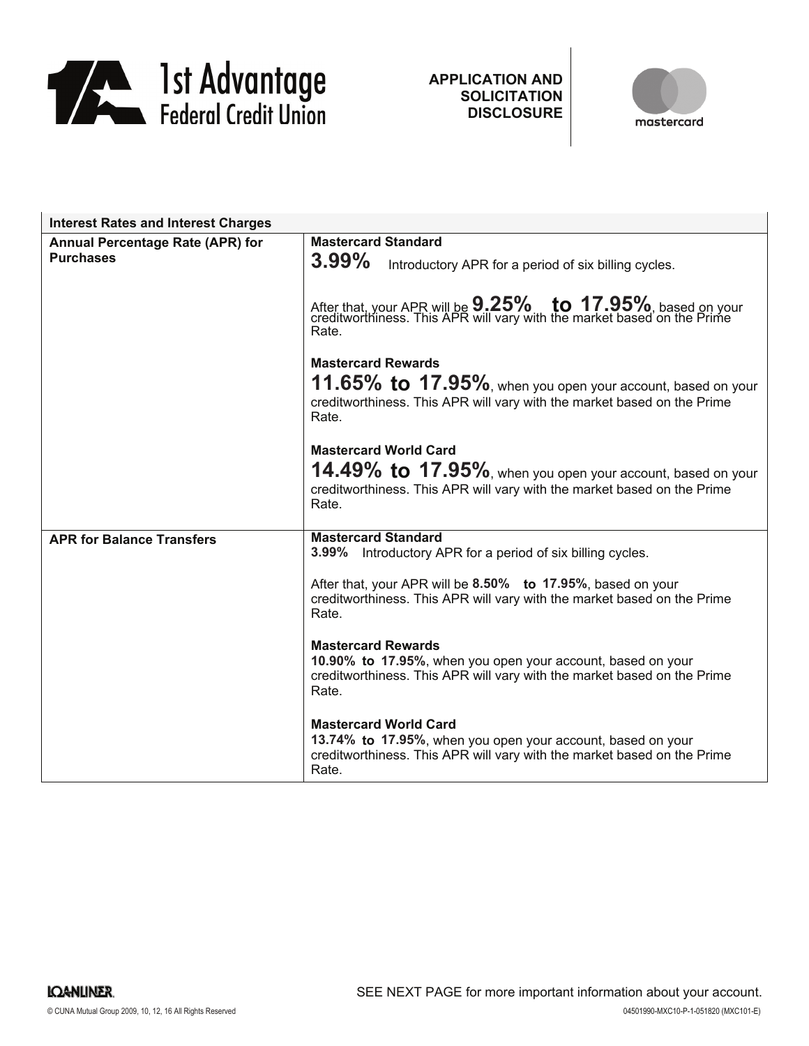1st Advantage Federal Credit Union

**APPLICATION AND SOLICITATION DISCLOSURE**

mastercard

| Interest Rates and Interest Charges | |
|---|---|
| **Annual Percentage Rate (APR) for Purchases** | **Mastercard Standard**<br>**3.99%** Introductory APR for a period of six billing cycles.<br><br>After that, your APR will be **9.25% to 17.95%**, based on your creditworthiness. This APR will vary with the market based on the Prime Rate.<br><br>**Mastercard Rewards**<br>**11.65% to 17.95%**, when you open your account, based on your creditworthiness. This APR will vary with the market based on the Prime Rate.<br><br>**Mastercard World Card**<br>**14.49% to 17.95%**, when you open your account, based on your creditworthiness. This APR will vary with the market based on the Prime Rate. |
| **APR for Balance Transfers** | **Mastercard Standard**<br>**3.99%** Introductory APR for a period of six billing cycles.<br><br>After that, your APR will be **8.50% to 17.95%**, based on your creditworthiness. This APR will vary with the market based on the Prime Rate.<br><br>**Mastercard Rewards**<br>**10.90% to 17.95%**, when you open your account, based on your creditworthiness. This APR will vary with the market based on the Prime Rate.<br><br>**Mastercard World Card**<br>**13.74% to 17.95%**, when you open your account, based on your creditworthiness. This APR will vary with the market based on the Prime Rate. |

SEE NEXT PAGE for more important information about your account.

LOANLINER.

© CUNA Mutual Group 2009, 10, 12, 16 All Rights Reserved

04501990-MXC10-P-1-051820 (MXC101-E)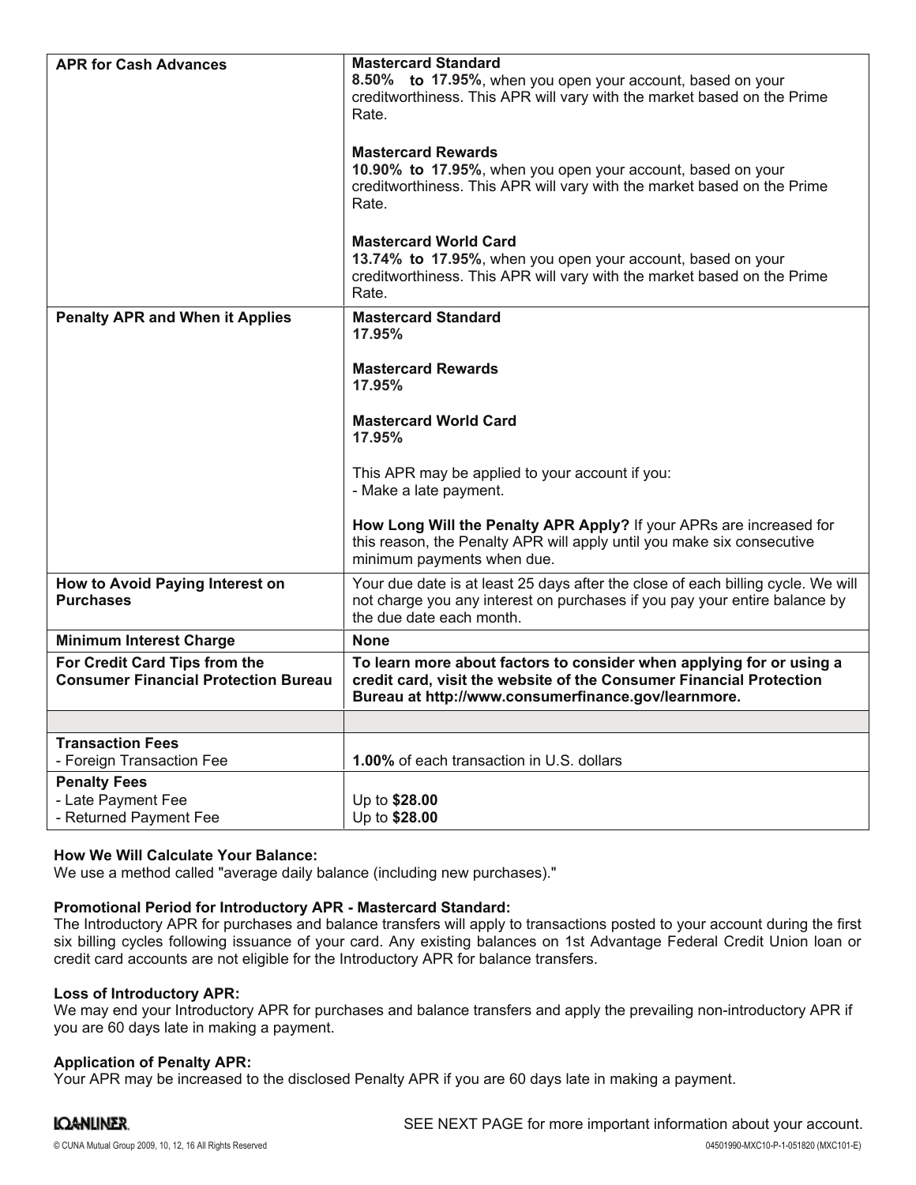| | |
|---|---|
| **APR for Cash Advances** | **Mastercard Standard**<br>**8.50% to 17.95%**, when you open your account, based on your creditworthiness. This APR will vary with the market based on the Prime Rate.<br><br>**Mastercard Rewards**<br>**10.90% to 17.95%**, when you open your account, based on your creditworthiness. This APR will vary with the market based on the Prime Rate.<br><br>**Mastercard World Card**<br>**13.74% to 17.95%**, when you open your account, based on your creditworthiness. This APR will vary with the market based on the Prime Rate. |
| **Penalty APR and When it Applies** | **Mastercard Standard**<br>**17.95%**<br><br>**Mastercard Rewards**<br>**17.95%**<br><br>**Mastercard World Card**<br>**17.95%**<br><br>This APR may be applied to your account if you:<br>- Make a late payment.<br><br>**How Long Will the Penalty APR Apply?** If your APRs are increased for this reason, the Penalty APR will apply until you make six consecutive minimum payments when due. |
| **How to Avoid Paying Interest on Purchases** | Your due date is at least 25 days after the close of each billing cycle. We will not charge you any interest on purchases if you pay your entire balance by the due date each month. |
| **Minimum Interest Charge** | **None** |
| **For Credit Card Tips from the Consumer Financial Protection Bureau** | **To learn more about factors to consider when applying for or using a credit card, visit the website of the Consumer Financial Protection Bureau at http://www.consumerfinance.gov/learnmore.** |
| | |
| **Transaction Fees**<br>- Foreign Transaction Fee | <br>**1.00%** of each transaction in U.S. dollars |
| **Penalty Fees**<br>- Late Payment Fee<br>- Returned Payment Fee | <br>Up to **$28.00**<br>Up to **$28.00** |

**How We Will Calculate Your Balance:**
We use a method called "average daily balance (including new purchases)."

**Promotional Period for Introductory APR - Mastercard Standard:**
The Introductory APR for purchases and balance transfers will apply to transactions posted to your account during the first six billing cycles following issuance of your card. Any existing balances on 1st Advantage Federal Credit Union loan or credit card accounts are not eligible for the Introductory APR for balance transfers.

**Loss of Introductory APR:**
We may end your Introductory APR for purchases and balance transfers and apply the prevailing non-introductory APR if you are 60 days late in making a payment.

**Application of Penalty APR:**
Your APR may be increased to the disclosed Penalty APR if you are 60 days late in making a payment.

SEE NEXT PAGE for more important information about your account.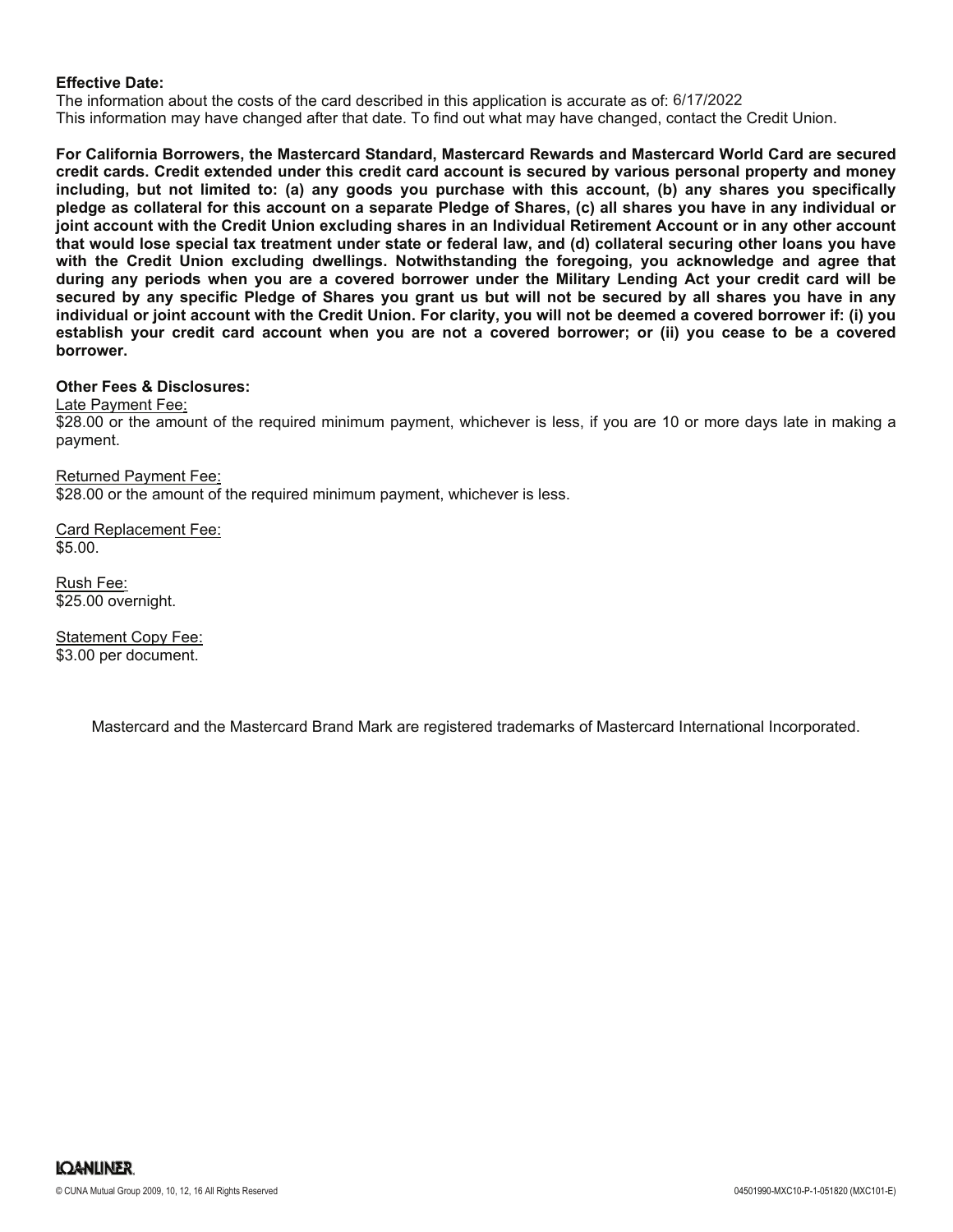**Effective Date:**

The information about the costs of the card described in this application is accurate as of: 6/17/2022
This information may have changed after that date. To find out what may have changed, contact the Credit Union.

**For California Borrowers, the Mastercard Standard, Mastercard Rewards and Mastercard World Card are secured credit cards. Credit extended under this credit card account is secured by various personal property and money including, but not limited to: (a) any goods you purchase with this account, (b) any shares you specifically pledge as collateral for this account on a separate Pledge of Shares, (c) all shares you have in any individual or joint account with the Credit Union excluding shares in an Individual Retirement Account or in any other account that would lose special tax treatment under state or federal law, and (d) collateral securing other loans you have with the Credit Union excluding dwellings. Notwithstanding the foregoing, you acknowledge and agree that during any periods when you are a covered borrower under the Military Lending Act your credit card will be secured by any specific Pledge of Shares you grant us but will not be secured by all shares you have in any individual or joint account with the Credit Union. For clarity, you will not be deemed a covered borrower if: (i) you establish your credit card account when you are not a covered borrower; or (ii) you cease to be a covered borrower.**

**Other Fees & Disclosures:**

Late Payment Fee:
$28.00 or the amount of the required minimum payment, whichever is less, if you are 10 or more days late in making a payment.

Returned Payment Fee:
$28.00 or the amount of the required minimum payment, whichever is less.

Card Replacement Fee:
$5.00.

Rush Fee:
$25.00 overnight.

Statement Copy Fee:
$3.00 per document.

Mastercard and the Mastercard Brand Mark are registered trademarks of Mastercard International Incorporated.

LOANLINER

© CUNA Mutual Group 2009, 10, 12, 16 All Rights Reserved

04501990-MXC10-P-1-051820 (MXC101-E)